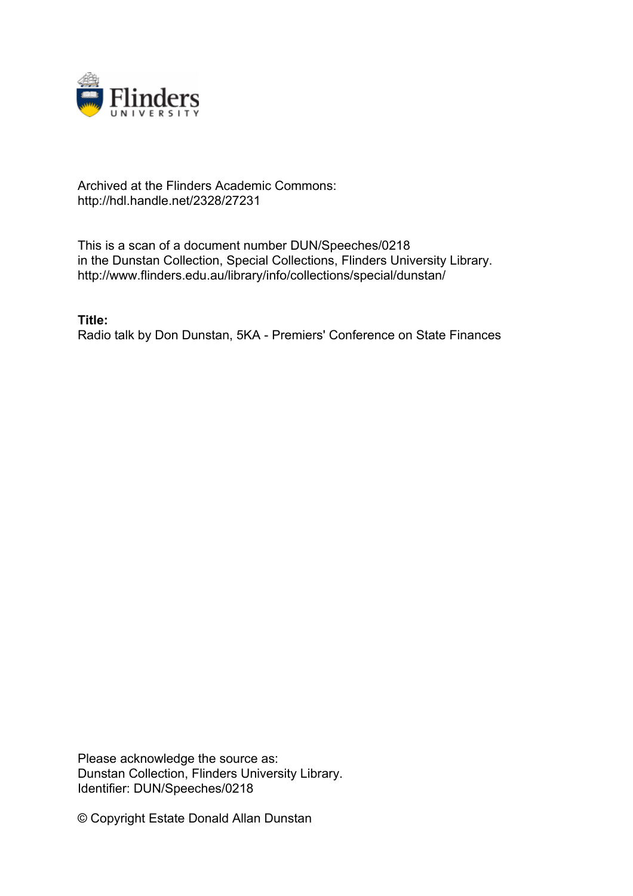Archived at the Flinders Academic Commons:
http://hdl.handle.net/2328/27231

This is a scan of a document number DUN/Speeches/0218
in the Dunstan Collection, Special Collections, Flinders University Library.
http://www.flinders.edu.au/library/info/collections/special/dunstan/

**Title:**
Radio talk by Don Dunstan, 5KA - Premiers' Conference on State Finances

Please acknowledge the source as:
Dunstan Collection, Flinders University Library.
Identifier: DUN/Speeches/0218

© Copyright Estate Donald Allan Dunstan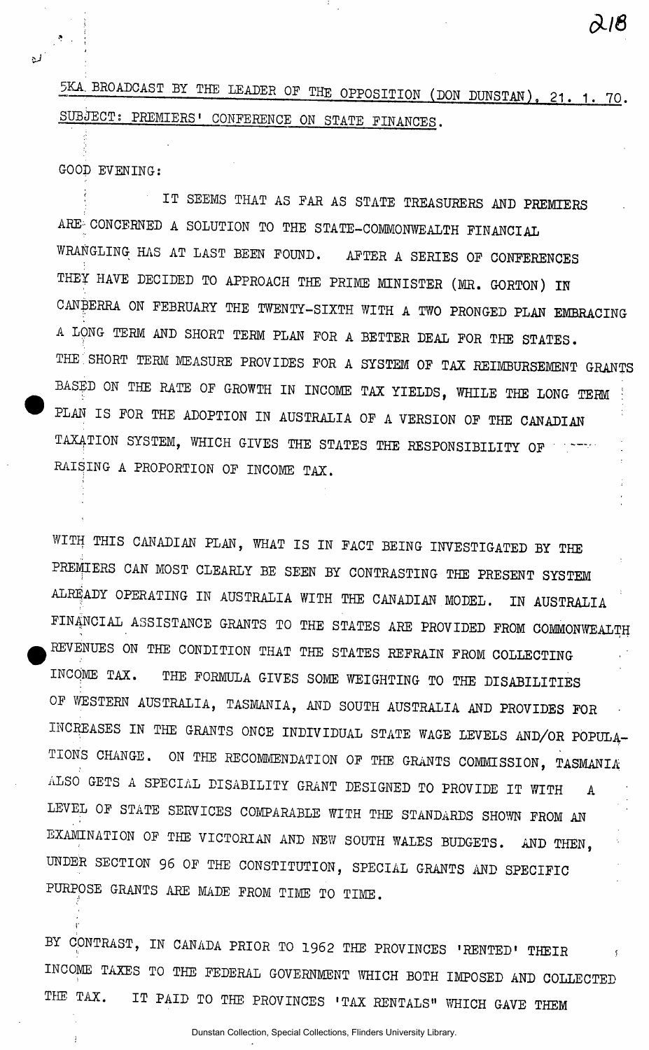5KA BROADCAST BY THE LEADER OF THE OPPOSITION (DON DUNSTAN), 21. 1. 70.

SUBJECT: PREMIERS' CONFERENCE ON STATE FINANCES.

GOOD EVENING:

IT SEEMS THAT AS FAR AS STATE TREASURERS AND PREMIERS ARE CONCERNED A SOLUTION TO THE STATE-COMMONWEALTH FINANCIAL WRANGLING HAS AT LAST BEEN FOUND. AFTER A SERIES OF CONFERENCES THEY HAVE DECIDED TO APPROACH THE PRIME MINISTER (MR. GORTON) IN CANBERRA ON FEBRUARY THE TWENTY-SIXTH WITH A TWO PRONGED PLAN EMBRACING A LONG TERM AND SHORT TERM PLAN FOR A BETTER DEAL FOR THE STATES. THE SHORT TERM MEASURE PROVIDES FOR A SYSTEM OF TAX REIMBURSEMENT GRANTS BASED ON THE RATE OF GROWTH IN INCOME TAX YIELDS, WHILE THE LONG TERM PLAN IS FOR THE ADOPTION IN AUSTRALIA OF A VERSION OF THE CANADIAN TAXATION SYSTEM, WHICH GIVES THE STATES THE RESPONSIBILITY OF RAISING A PROPORTION OF INCOME TAX.

WITH THIS CANADIAN PLAN, WHAT IS IN FACT BEING INVESTIGATED BY THE PREMIERS CAN MOST CLEARLY BE SEEN BY CONTRASTING THE PRESENT SYSTEM ALREADY OPERATING IN AUSTRALIA WITH THE CANADIAN MODEL. IN AUSTRALIA FINANCIAL ASSISTANCE GRANTS TO THE STATES ARE PROVIDED FROM COMMONWEALTH REVENUES ON THE CONDITION THAT THE STATES REFRAIN FROM COLLECTING INCOME TAX. THE FORMULA GIVES SOME WEIGHTING TO THE DISABILITIES OF WESTERN AUSTRALIA, TASMANIA, AND SOUTH AUSTRALIA AND PROVIDES FOR INCREASES IN THE GRANTS ONCE INDIVIDUAL STATE WAGE LEVELS AND/OR POPULATIONS CHANGE. ON THE RECOMMENDATION OF THE GRANTS COMMISSION, TASMANIA ALSO GETS A SPECIAL DISABILITY GRANT DESIGNED TO PROVIDE IT WITH A LEVEL OF STATE SERVICES COMPARABLE WITH THE STANDARDS SHOWN FROM AN EXAMINATION OF THE VICTORIAN AND NEW SOUTH WALES BUDGETS. AND THEN, UNDER SECTION 96 OF THE CONSTITUTION, SPECIAL GRANTS AND SPECIFIC PURPOSE GRANTS ARE MADE FROM TIME TO TIME.

BY CONTRAST, IN CANADA PRIOR TO 1962 THE PROVINCES 'RENTED' THEIR INCOME TAXES TO THE FEDERAL GOVERNMENT WHICH BOTH IMPOSED AND COLLECTED THE TAX. IT PAID TO THE PROVINCES 'TAX RENTALS" WHICH GAVE THEM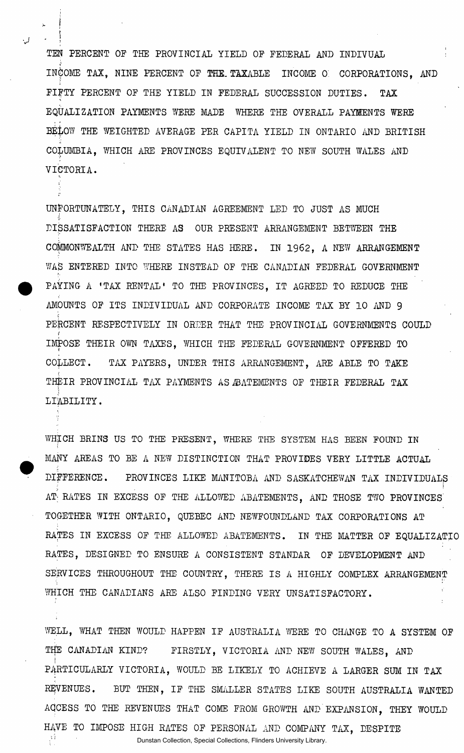TEN PERCENT OF THE PROVINCIAL YIELD OF FEDERAL AND INDIVUAL INCOME TAX, NINE PERCENT OF THE TAXABLE INCOME O CORPORATIONS, AND FIFTY PERCENT OF THE YIELD IN FEDERAL SUCCESSION DUTIES. TAX EQUALIZATION PAYMENTS WERE MADE WHERE THE OVERALL PAYMENTS WERE BELOW THE WEIGHTED AVERAGE PER CAPITA YIELD IN ONTARIO AND BRITISH COLUMBIA, WHICH ARE PROVINCES EQUIVALENT TO NEW SOUTH WALES AND VICTORIA.

UNFORTUNATELY, THIS CANADIAN AGREEMENT LED TO JUST AS MUCH DISSATISFACTION THERE AS OUR PRESENT ARRANGEMENT BETWEEN THE COMMONWEALTH AND THE STATES HAS HERE. IN 1962, A NEW ARRANGEMENT WAS ENTERED INTO WHERE INSTEAD OF THE CANADIAN FEDERAL GOVERNMENT PAYING A 'TAX RENTAL' TO THE PROVINCES, IT AGREED TO REDUCE THE AMOUNTS OF ITS INDIVIDUAL AND CORPORATE INCOME TAX BY 10 AND 9 PERCENT RESPECTIVELY IN ORDER THAT THE PROVINCIAL GOVERNMENTS COULD IMPOSE THEIR OWN TAXES, WHICH THE FEDERAL GOVERNMENT OFFERED TO COLLECT. TAX PAYERS, UNDER THIS ARRANGEMENT, ARE ABLE TO TAKE THEIR PROVINCIAL TAX PAYMENTS AS ABATEMENTS OF THEIR FEDERAL TAX LIABILITY.

WHICH BRINS US TO THE PRESENT, WHERE THE SYSTEM HAS BEEN FOUND IN MANY AREAS TO BE A NEW DISTINCTION THAT PROVIDES VERY LITTLE ACTUAL DIFFERENCE. PROVINCES LIKE MANITOBA AND SASKATCHEWAN TAX INDIVIDUALS AT RATES IN EXCESS OF THE ALLOWED ABATEMENTS, AND THOSE TWO PROVINCES TOGETHER WITH ONTARIO, QUEBEC AND NEWFOUNDLAND TAX CORPORATIONS AT RATES IN EXCESS OF THE ALLOWED ABATEMENTS. IN THE MATTER OF EQUALIZATIO RATES, DESIGNED TO ENSURE A CONSISTENT STANDAR OF DEVELOPMENT AND SERVICES THROUGHOUT THE COUNTRY, THERE IS A HIGHLY COMPLEX ARRANGEMENT WHICH THE CANADIANS ARE ALSO FINDING VERY UNSATISFACTORY.

WELL, WHAT THEN WOULD HAPPEN IF AUSTRALIA WERE TO CHANGE TO A SYSTEM OF THE CANADIAN KIND? FIRSTLY, VICTORIA AND NEW SOUTH WALES, AND PARTICULARLY VICTORIA, WOULD BE LIKELY TO ACHIEVE A LARGER SUM IN TAX REVENUES. BUT THEN, IF THE SMALLER STATES LIKE SOUTH AUSTRALIA WANTED ACCESS TO THE REVENUES THAT COME FROM GROWTH AND EXPANSION, THEY WOULD HAVE TO IMPOSE HIGH RATES OF PERSONAL AND COMPANY TAX, DESPITE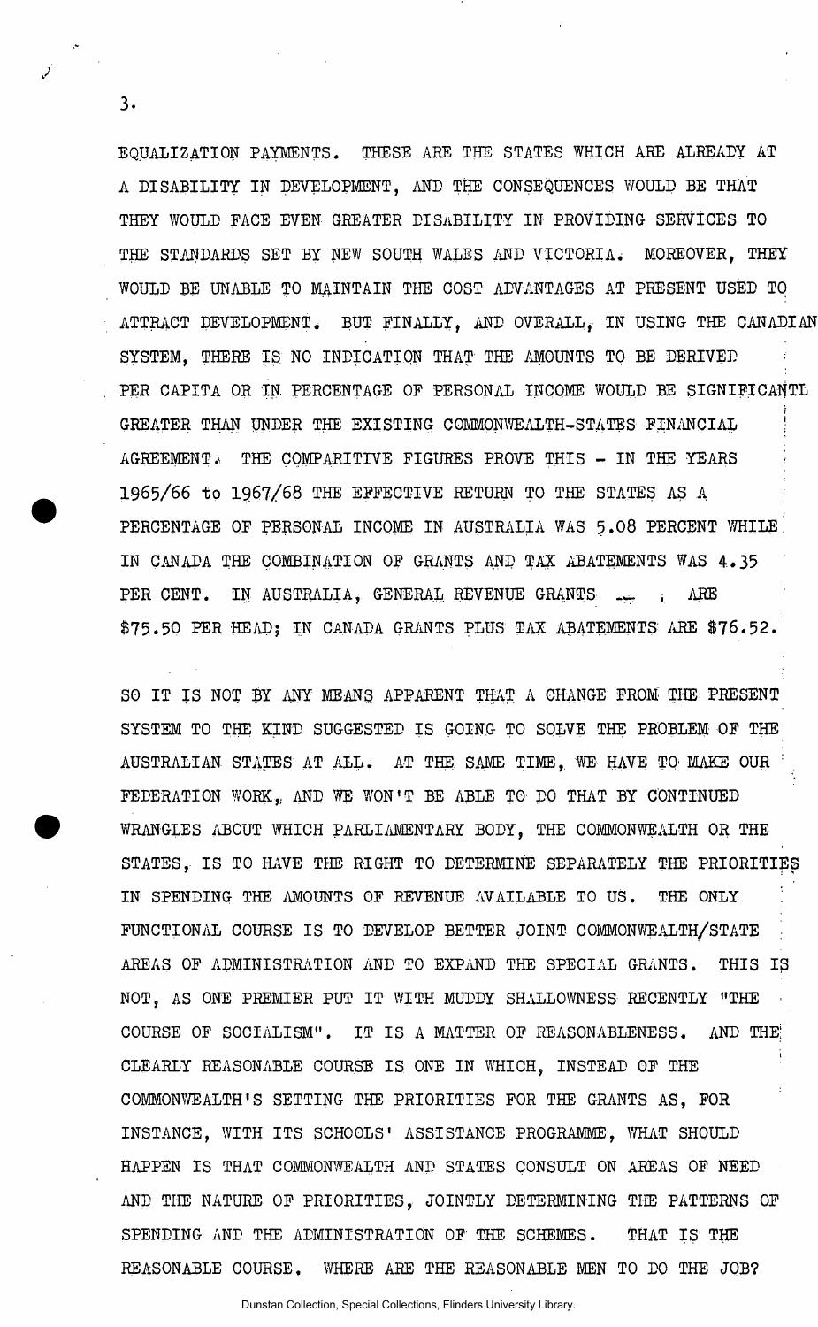EQUALIZATION PAYMENTS. THESE ARE THE STATES WHICH ARE ALREADY AT A DISABILITY IN DEVELOPMENT, AND THE CONSEQUENCES WOULD BE THAT THEY WOULD FACE EVEN GREATER DISABILITY IN PROVIDING SERVICES TO THE STANDARDS SET BY NEW SOUTH WALES AND VICTORIA. MOREOVER, THEY WOULD BE UNABLE TO MAINTAIN THE COST ADVANTAGES AT PRESENT USED TO ATTRACT DEVELOPMENT. BUT FINALLY, AND OVERALL, IN USING THE CANADIAN SYSTEM, THERE IS NO INDICATION THAT THE AMOUNTS TO BE DERIVED PER CAPITA OR IN PERCENTAGE OF PERSONAL INCOME WOULD BE SIGNIFICANTL GREATER THAN UNDER THE EXISTING COMMONWEALTH-STATES FINANCIAL AGREEMENT. THE COMPARITIVE FIGURES PROVE THIS - IN THE YEARS 1965/66 to 1967/68 THE EFFECTIVE RETURN TO THE STATES AS A PERCENTAGE OF PERSONAL INCOME IN AUSTRALIA WAS 5.08 PERCENT WHILE IN CANADA THE COMBINATION OF GRANTS AND TAX ABATEMENTS WAS 4.35 PER CENT. IN AUSTRALIA, GENERAL REVENUE GRANTS ARE $75.50 PER HEAD; IN CANADA GRANTS PLUS TAX ABATEMENTS ARE $76.52.

SO IT IS NOT BY ANY MEANS APPARENT THAT A CHANGE FROM THE PRESENT SYSTEM TO THE KIND SUGGESTED IS GOING TO SOLVE THE PROBLEM OF THE AUSTRALIAN STATES AT ALL. AT THE SAME TIME, WE HAVE TO MAKE OUR FEDERATION WORK, AND WE WON'T BE ABLE TO DO THAT BY CONTINUED WRANGLES ABOUT WHICH PARLIAMENTARY BODY, THE COMMONWEALTH OR THE STATES, IS TO HAVE THE RIGHT TO DETERMINE SEPARATELY THE PRIORITIES IN SPENDING THE AMOUNTS OF REVENUE AVAILABLE TO US. THE ONLY FUNCTIONAL COURSE IS TO DEVELOP BETTER JOINT COMMONWEALTH/STATE AREAS OF ADMINISTRATION AND TO EXPAND THE SPECIAL GRANTS. THIS IS NOT, AS ONE PREMIER PUT IT WITH MUDDY SHALLOWNESS RECENTLY "THE COURSE OF SOCIALISM". IT IS A MATTER OF REASONABLENESS. AND THE CLEARLY REASONABLE COURSE IS ONE IN WHICH, INSTEAD OF THE COMMONWEALTH'S SETTING THE PRIORITIES FOR THE GRANTS AS, FOR INSTANCE, WITH ITS SCHOOLS' ASSISTANCE PROGRAMME, WHAT SHOULD HAPPEN IS THAT COMMONWEALTH AND STATES CONSULT ON AREAS OF NEED AND THE NATURE OF PRIORITIES, JOINTLY DETERMINING THE PATTERNS OF SPENDING AND THE ADMINISTRATION OF THE SCHEMES. THAT IS THE REASONABLE COURSE. WHERE ARE THE REASONABLE MEN TO DO THE JOB?